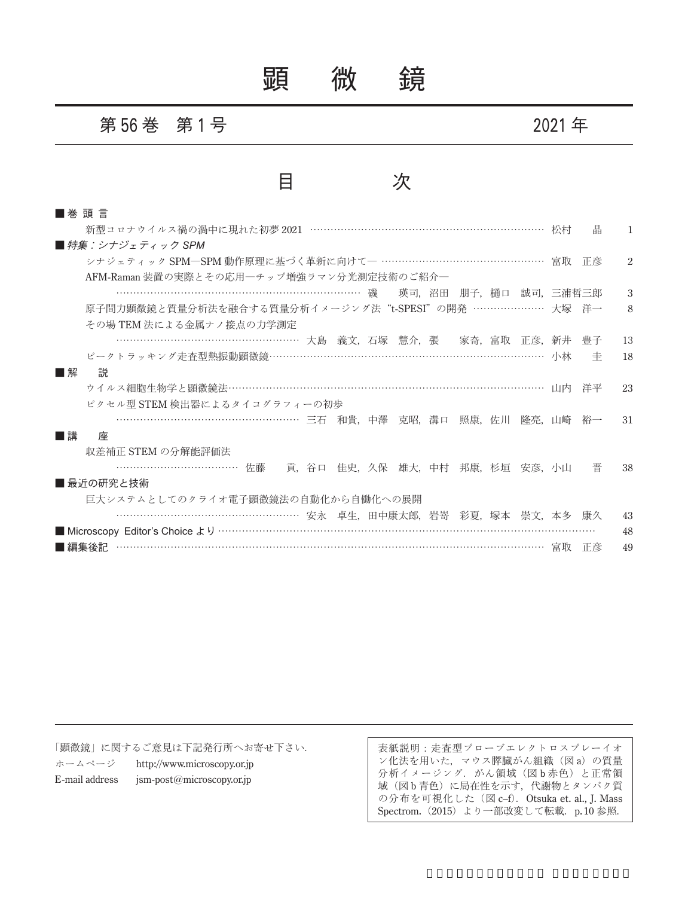# 顕　微　鏡

## 第 56 巻　第 1 号　　2021 年

## 目　　次

■ 巻 頭 言

新型コロナウイルス禍の渦中に現れた初夢 2021 ………… 松村　晶　1

■ *特集：シナジェティック SPM*

シナジェティック SPM—SPM 動作原理に基づく革新に向けて— ………… 富取　正彦　2

AFM-Raman 装置の実際とその応用—チップ増強ラマン分光測定技術のご紹介—
………… 磯　瑛司，沼田　朋子，樋口　誠司，三浦哲三郎　3

原子間力顕微鏡と質量分析法を融合する質量分析イメージング法 "t-SPESI" の開発 ………… 大塚　洋一　8

その場 TEM 法による金属ナノ接点の力学測定
………… 大島　義文，石塚　慧介，張　家奇，富取　正彦，新井　豊子　13

ピークトラッキング走査型熱振動顕微鏡 ………… 小林　圭　18

■ 解　説

ウイルス細胞生物学と顕微鏡法 ………… 山内　洋平　23

ピクセル型 STEM 検出器によるタイコグラフィーの初歩
………… 三石　和貴，中澤　克昭，溝口　照康，佐川　隆亮，山崎　裕一　31

■ 講　座

収差補正 STEM の分解能評価法
………… 佐藤　貢，谷口　佳史，久保　雄大，中村　邦康，杉垣　安彦，小山　晋　38

■ 最近の研究と技術

巨大システムとしてのクライオ電子顕微鏡法の自動化から自働化への展開
………… 安永　卓生，田中康太郎，岩嵜　彩夏，塚本　崇文，本多　康久　43

■ Microscopy Editor's Choice より ………… 48

■ 編集後記 ………… 富取　正彦　49

---

「顕微鏡」に関するご意見は下記発行所へお寄せ下さい．

ホームページ　http://www.microscopy.or.jp

E-mail address　jsm-post@microscopy.or.jp

表紙説明：走査型プローブエレクトロスプレーイオン化法を用いた，マウス膵臓がん組織（図 a）の質量分析イメージング．がん領域（図 b 赤色）と正常領域（図 b 青色）に局在性を示す，代謝物とタンパク質の分布を可視化した（図 c–f）．Otsuka et. al., J. Mass Spectrom.（2015）より一部改変して転載．p. 10 参照．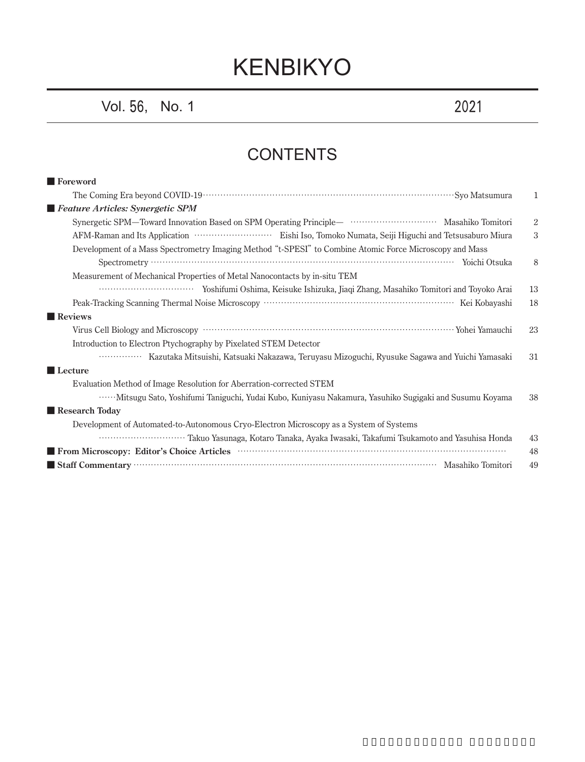# KENBIKYO

Vol. 56, No. 1 2021

## CONTENTS

**■ Foreword**

The Coming Era beyond COVID-19 ······ Syo Matsumura 1

***■ Feature Articles: Synergetic SPM***

Synergetic SPM—Toward Innovation Based on SPM Operating Principle— ······ Masahiko Tomitori 2

AFM-Raman and Its Application ······ Eishi Iso, Tomoko Numata, Seiji Higuchi and Tetsusaburo Miura 3

Development of a Mass Spectrometry Imaging Method "t-SPESI" to Combine Atomic Force Microscopy and Mass Spectrometry ······ Yoichi Otsuka 8

Measurement of Mechanical Properties of Metal Nanocontacts by in-situ TEM ······ Yoshifumi Oshima, Keisuke Ishizuka, Jiaqi Zhang, Masahiko Tomitori and Toyoko Arai 13

Peak-Tracking Scanning Thermal Noise Microscopy ······ Kei Kobayashi 18

**■ Reviews**

Virus Cell Biology and Microscopy ······ Yohei Yamauchi 23

Introduction to Electron Ptychography by Pixelated STEM Detector ······ Kazutaka Mitsuishi, Katsuaki Nakazawa, Teruyasu Mizoguchi, Ryusuke Sagawa and Yuichi Yamasaki 31

**■ Lecture**

Evaluation Method of Image Resolution for Aberration-corrected STEM ······ Mitsugu Sato, Yoshifumi Taniguchi, Yudai Kubo, Kuniyasu Nakamura, Yasuhiko Sugigaki and Susumu Koyama 38

**■ Research Today**

Development of Automated-to-Autonomous Cryo-Electron Microscopy as a System of Systems ······ Takuo Yasunaga, Kotaro Tanaka, Ayaka Iwasaki, Takafumi Tsukamoto and Yasuhisa Honda 43

**■ From Microscopy: Editor's Choice Articles** ······ 48

**■ Staff Commentary** ······ Masahiko Tomitori 49